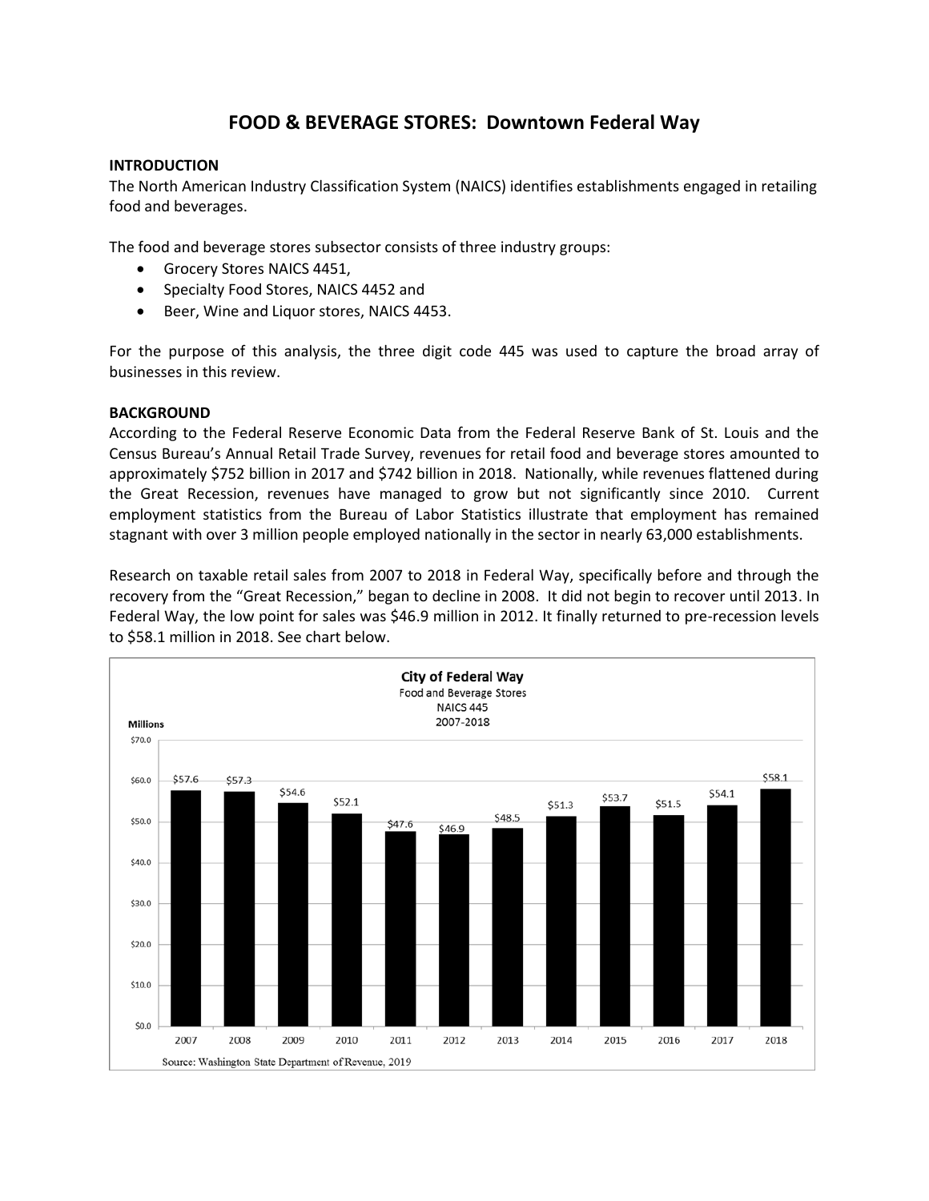# FOOD & BEVERAGE STORES: Downtown Federal Way

**INTRODUCTION**

The North American Industry Classification System (NAICS) identifies establishments engaged in retailing food and beverages.

The food and beverage stores subsector consists of three industry groups:

- Grocery Stores NAICS 4451,
- Specialty Food Stores, NAICS 4452 and
- Beer, Wine and Liquor stores, NAICS 4453.

For the purpose of this analysis, the three digit code 445 was used to capture the broad array of businesses in this review.

**BACKGROUND**

According to the Federal Reserve Economic Data from the Federal Reserve Bank of St. Louis and the Census Bureau's Annual Retail Trade Survey, revenues for retail food and beverage stores amounted to approximately $752 billion in 2017 and $742 billion in 2018. Nationally, while revenues flattened during the Great Recession, revenues have managed to grow but not significantly since 2010. Current employment statistics from the Bureau of Labor Statistics illustrate that employment has remained stagnant with over 3 million people employed nationally in the sector in nearly 63,000 establishments.

Research on taxable retail sales from 2007 to 2018 in Federal Way, specifically before and through the recovery from the "Great Recession," began to decline in 2008. It did not begin to recover until 2013. In Federal Way, the low point for sales was $46.9 million in 2012. It finally returned to pre-recession levels to $58.1 million in 2018. See chart below.

**City of Federal Way**
Food and Beverage Stores
NAICS 445
2007-2018

| Year | Millions |
| --- | --- |
| 2007 | $57.6 |
| 2008 | $57.3 |
| 2009 | $54.6 |
| 2010 | $52.1 |
| 2011 | $47.6 |
| 2012 | $46.9 |
| 2013 | $48.5 |
| 2014 | $51.3 |
| 2015 | $53.7 |
| 2016 | $51.5 |
| 2017 | $54.1 |
| 2018 | $58.1 |

Source: Washington State Department of Revenue, 2019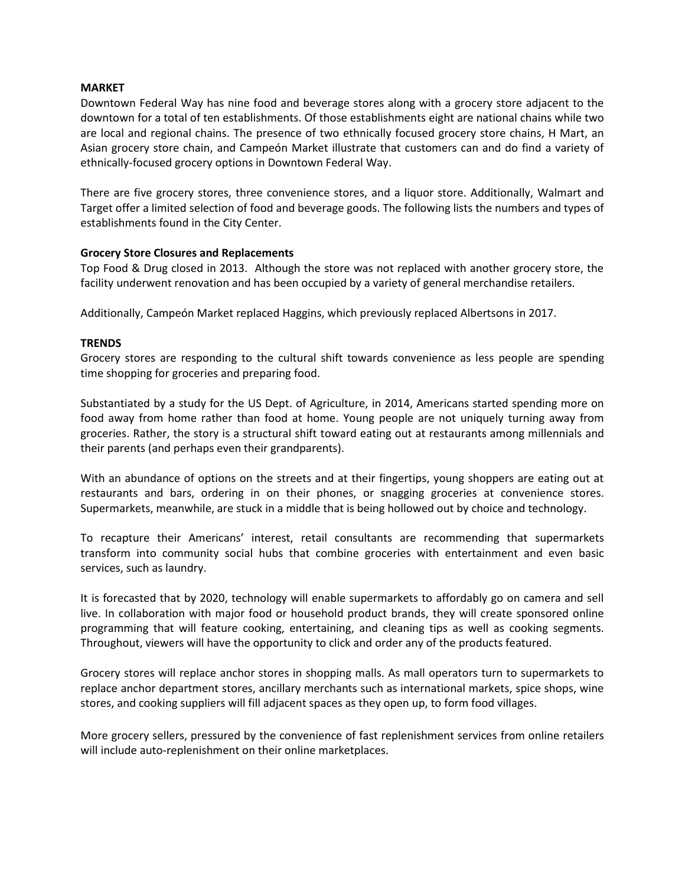**MARKET**

Downtown Federal Way has nine food and beverage stores along with a grocery store adjacent to the downtown for a total of ten establishments. Of those establishments eight are national chains while two are local and regional chains. The presence of two ethnically focused grocery store chains, H Mart, an Asian grocery store chain, and Campeón Market illustrate that customers can and do find a variety of ethnically-focused grocery options in Downtown Federal Way.

There are five grocery stores, three convenience stores, and a liquor store. Additionally, Walmart and Target offer a limited selection of food and beverage goods. The following lists the numbers and types of establishments found in the City Center.

**Grocery Store Closures and Replacements**

Top Food & Drug closed in 2013. Although the store was not replaced with another grocery store, the facility underwent renovation and has been occupied by a variety of general merchandise retailers.

Additionally, Campeón Market replaced Haggins, which previously replaced Albertsons in 2017.

**TRENDS**

Grocery stores are responding to the cultural shift towards convenience as less people are spending time shopping for groceries and preparing food.

Substantiated by a study for the US Dept. of Agriculture, in 2014, Americans started spending more on food away from home rather than food at home. Young people are not uniquely turning away from groceries. Rather, the story is a structural shift toward eating out at restaurants among millennials and their parents (and perhaps even their grandparents).

With an abundance of options on the streets and at their fingertips, young shoppers are eating out at restaurants and bars, ordering in on their phones, or snagging groceries at convenience stores. Supermarkets, meanwhile, are stuck in a middle that is being hollowed out by choice and technology.

To recapture their Americans' interest, retail consultants are recommending that supermarkets transform into community social hubs that combine groceries with entertainment and even basic services, such as laundry.

It is forecasted that by 2020, technology will enable supermarkets to affordably go on camera and sell live. In collaboration with major food or household product brands, they will create sponsored online programming that will feature cooking, entertaining, and cleaning tips as well as cooking segments. Throughout, viewers will have the opportunity to click and order any of the products featured.

Grocery stores will replace anchor stores in shopping malls. As mall operators turn to supermarkets to replace anchor department stores, ancillary merchants such as international markets, spice shops, wine stores, and cooking suppliers will fill adjacent spaces as they open up, to form food villages.

More grocery sellers, pressured by the convenience of fast replenishment services from online retailers will include auto-replenishment on their online marketplaces.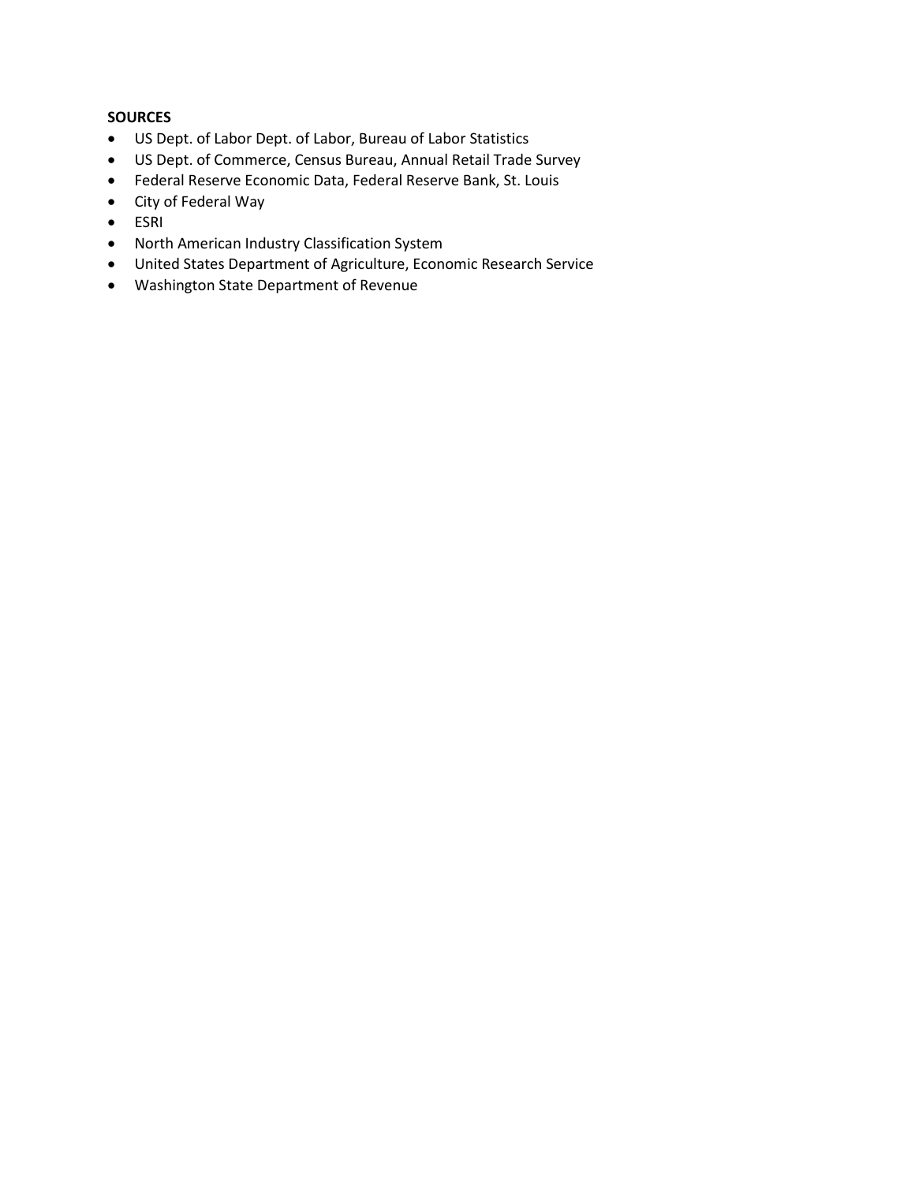**SOURCES**

- US Dept. of Labor Dept. of Labor, Bureau of Labor Statistics
- US Dept. of Commerce, Census Bureau, Annual Retail Trade Survey
- Federal Reserve Economic Data, Federal Reserve Bank, St. Louis
- City of Federal Way
- ESRI
- North American Industry Classification System
- United States Department of Agriculture, Economic Research Service
- Washington State Department of Revenue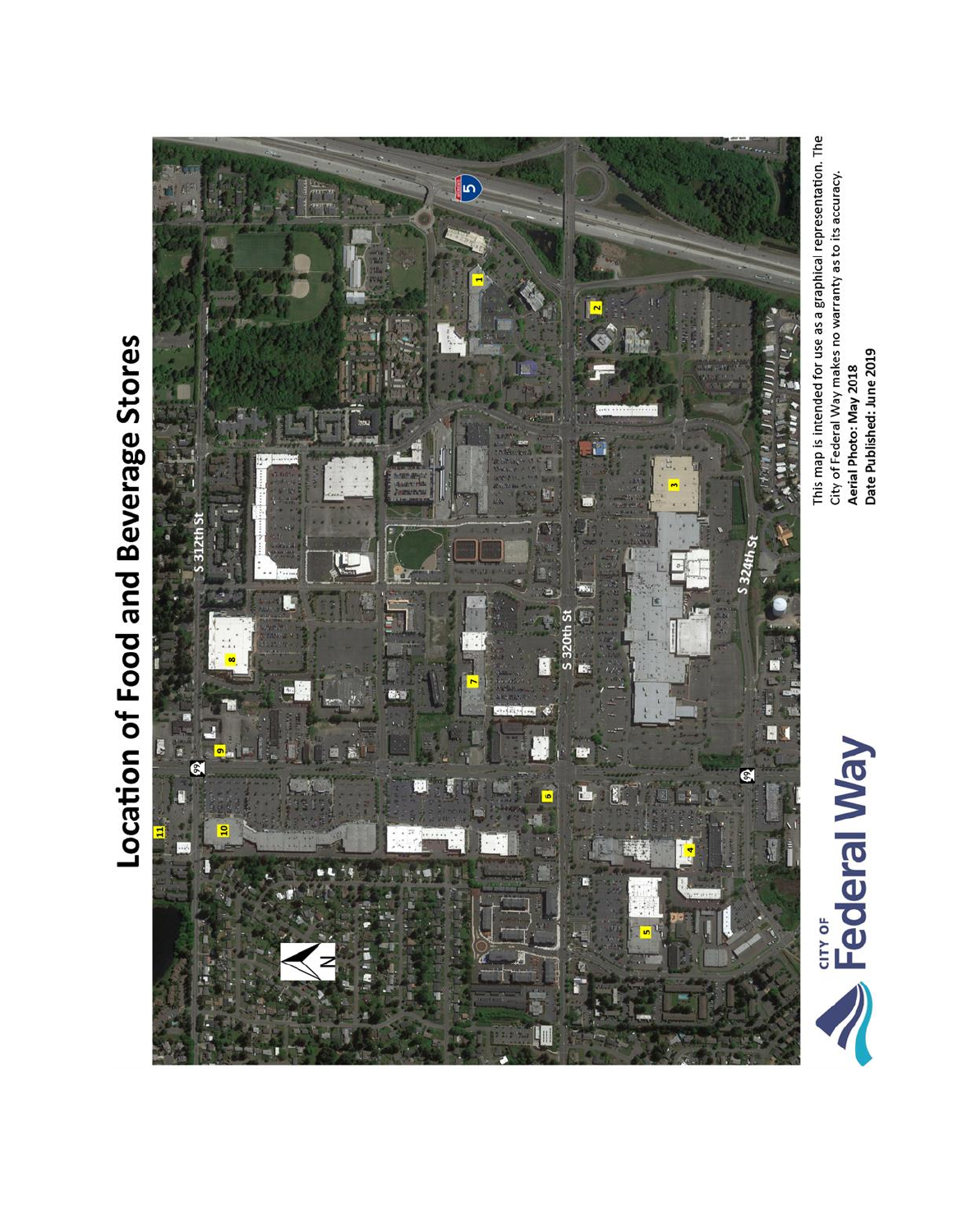# Location of Food and Beverage Stores

This map is intended for use as a graphical representation. The City of Federal Way makes no warranty as to its accuracy.

**Aerial Photo: May 2018**

**Date Published: June 2019**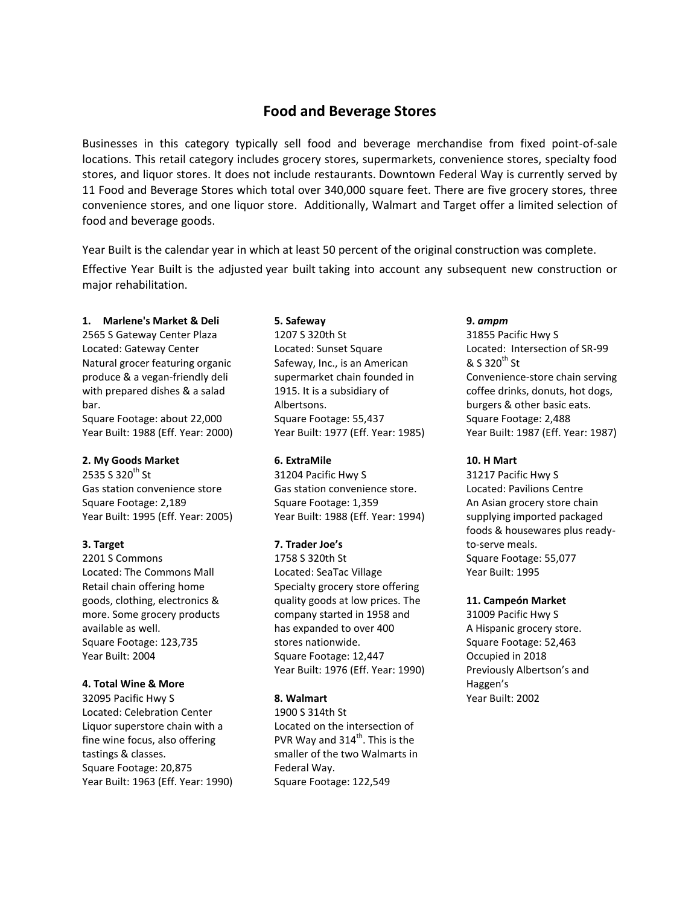## Food and Beverage Stores

Businesses in this category typically sell food and beverage merchandise from fixed point-of-sale locations. This retail category includes grocery stores, supermarkets, convenience stores, specialty food stores, and liquor stores. It does not include restaurants. Downtown Federal Way is currently served by 11 Food and Beverage Stores which total over 340,000 square feet. There are five grocery stores, three convenience stores, and one liquor store. Additionally, Walmart and Target offer a limited selection of food and beverage goods.

Year Built is the calendar year in which at least 50 percent of the original construction was complete.

Effective Year Built is the adjusted year built taking into account any subsequent new construction or major rehabilitation.

**1. Marlene's Market & Deli**
2565 S Gateway Center Plaza
Located: Gateway Center
Natural grocer featuring organic produce & a vegan-friendly deli with prepared dishes & a salad bar.
Square Footage: about 22,000
Year Built: 1988 (Eff. Year: 2000)

**2. My Goods Market**
2535 S 320th St
Gas station convenience store
Square Footage: 2,189
Year Built: 1995 (Eff. Year: 2005)

**3. Target**
2201 S Commons
Located: The Commons Mall
Retail chain offering home goods, clothing, electronics & more. Some grocery products available as well.
Square Footage: 123,735
Year Built: 2004

**4. Total Wine & More**
32095 Pacific Hwy S
Located: Celebration Center
Liquor superstore chain with a fine wine focus, also offering tastings & classes.
Square Footage: 20,875
Year Built: 1963 (Eff. Year: 1990)

**5. Safeway**
1207 S 320th St
Located: Sunset Square
Safeway, Inc., is an American supermarket chain founded in 1915. It is a subsidiary of Albertsons.
Square Footage: 55,437
Year Built: 1977 (Eff. Year: 1985)

**6. ExtraMile**
31204 Pacific Hwy S
Gas station convenience store.
Square Footage: 1,359
Year Built: 1988 (Eff. Year: 1994)

**7. Trader Joe's**
1758 S 320th St
Located: SeaTac Village
Specialty grocery store offering quality goods at low prices. The company started in 1958 and has expanded to over 400 stores nationwide.
Square Footage: 12,447
Year Built: 1976 (Eff. Year: 1990)

**8. Walmart**
1900 S 314th St
Located on the intersection of PVR Way and 314th. This is the smaller of the two Walmarts in Federal Way.
Square Footage: 122,549

**9. *ampm***
31855 Pacific Hwy S
Located: Intersection of SR-99 & S 320th St
Convenience-store chain serving coffee drinks, donuts, hot dogs, burgers & other basic eats.
Square Footage: 2,488
Year Built: 1987 (Eff. Year: 1987)

**10. H Mart**
31217 Pacific Hwy S
Located: Pavilions Centre
An Asian grocery store chain supplying imported packaged foods & housewares plus ready-to-serve meals.
Square Footage: 55,077
Year Built: 1995

**11. Campeón Market**
31009 Pacific Hwy S
A Hispanic grocery store.
Square Footage: 52,463
Occupied in 2018
Previously Albertson's and Haggen's
Year Built: 2002